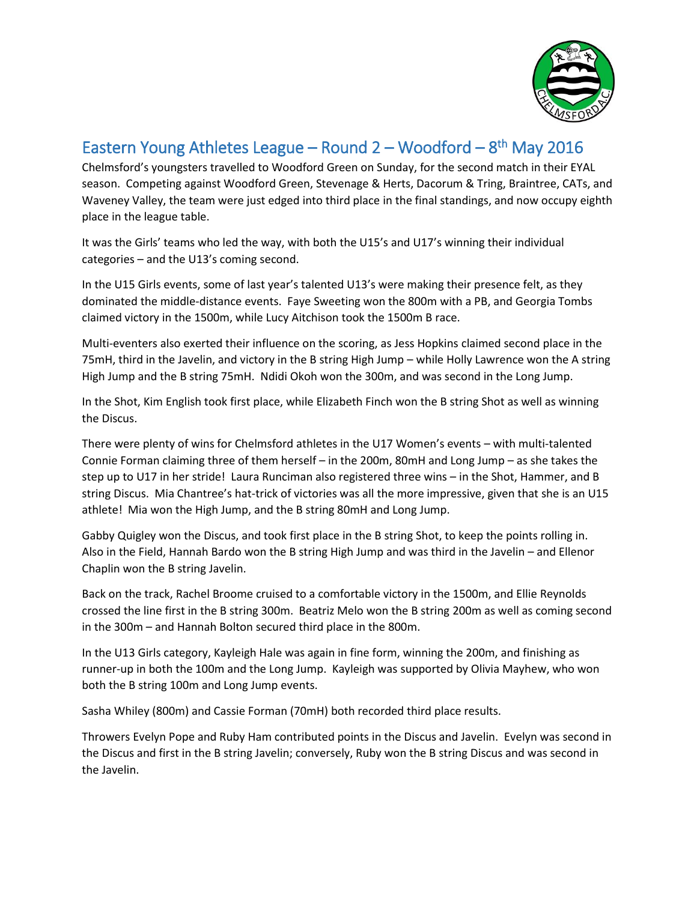# Eastern Young Athletes League – Round 2 – Woodford – 8th May 2016

Chelmsford's youngsters travelled to Woodford Green on Sunday, for the second match in their EYAL season. Competing against Woodford Green, Stevenage & Herts, Dacorum & Tring, Braintree, CATs, and Waveney Valley, the team were just edged into third place in the final standings, and now occupy eighth place in the league table.

It was the Girls' teams who led the way, with both the U15's and U17's winning their individual categories – and the U13's coming second.

In the U15 Girls events, some of last year's talented U13's were making their presence felt, as they dominated the middle-distance events. Faye Sweeting won the 800m with a PB, and Georgia Tombs claimed victory in the 1500m, while Lucy Aitchison took the 1500m B race.

Multi-eventers also exerted their influence on the scoring, as Jess Hopkins claimed second place in the 75mH, third in the Javelin, and victory in the B string High Jump – while Holly Lawrence won the A string High Jump and the B string 75mH. Ndidi Okoh won the 300m, and was second in the Long Jump.

In the Shot, Kim English took first place, while Elizabeth Finch won the B string Shot as well as winning the Discus.

There were plenty of wins for Chelmsford athletes in the U17 Women's events – with multi-talented Connie Forman claiming three of them herself – in the 200m, 80mH and Long Jump – as she takes the step up to U17 in her stride! Laura Runciman also registered three wins – in the Shot, Hammer, and B string Discus. Mia Chantree's hat-trick of victories was all the more impressive, given that she is an U15 athlete! Mia won the High Jump, and the B string 80mH and Long Jump.

Gabby Quigley won the Discus, and took first place in the B string Shot, to keep the points rolling in. Also in the Field, Hannah Bardo won the B string High Jump and was third in the Javelin – and Ellenor Chaplin won the B string Javelin.

Back on the track, Rachel Broome cruised to a comfortable victory in the 1500m, and Ellie Reynolds crossed the line first in the B string 300m. Beatriz Melo won the B string 200m as well as coming second in the 300m – and Hannah Bolton secured third place in the 800m.

In the U13 Girls category, Kayleigh Hale was again in fine form, winning the 200m, and finishing as runner-up in both the 100m and the Long Jump. Kayleigh was supported by Olivia Mayhew, who won both the B string 100m and Long Jump events.

Sasha Whiley (800m) and Cassie Forman (70mH) both recorded third place results.

Throwers Evelyn Pope and Ruby Ham contributed points in the Discus and Javelin. Evelyn was second in the Discus and first in the B string Javelin; conversely, Ruby won the B string Discus and was second in the Javelin.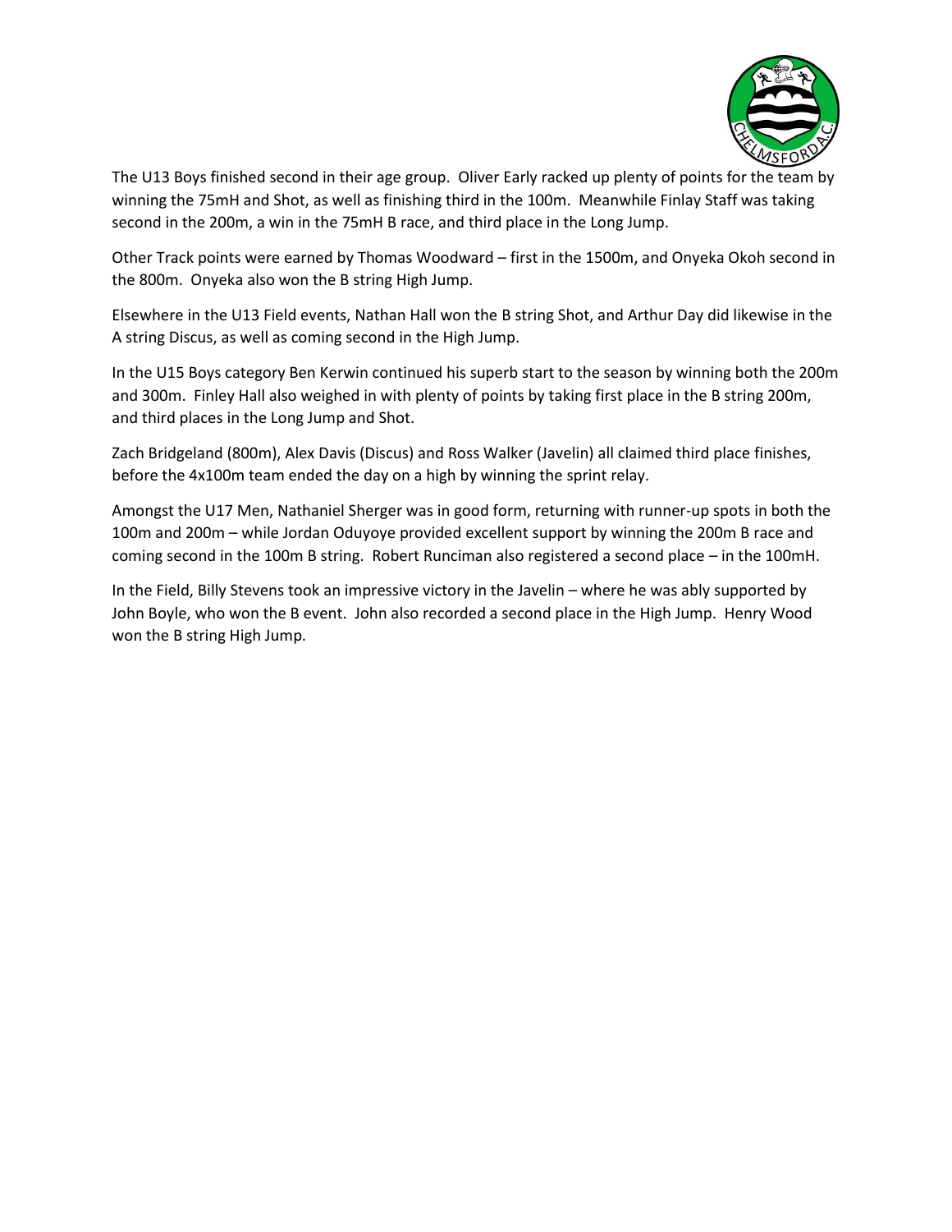The U13 Boys finished second in their age group. Oliver Early racked up plenty of points for the team by winning the 75mH and Shot, as well as finishing third in the 100m. Meanwhile Finlay Staff was taking second in the 200m, a win in the 75mH B race, and third place in the Long Jump.

Other Track points were earned by Thomas Woodward – first in the 1500m, and Onyeka Okoh second in the 800m. Onyeka also won the B string High Jump.

Elsewhere in the U13 Field events, Nathan Hall won the B string Shot, and Arthur Day did likewise in the A string Discus, as well as coming second in the High Jump.

In the U15 Boys category Ben Kerwin continued his superb start to the season by winning both the 200m and 300m. Finley Hall also weighed in with plenty of points by taking first place in the B string 200m, and third places in the Long Jump and Shot.

Zach Bridgeland (800m), Alex Davis (Discus) and Ross Walker (Javelin) all claimed third place finishes, before the 4x100m team ended the day on a high by winning the sprint relay.

Amongst the U17 Men, Nathaniel Sherger was in good form, returning with runner-up spots in both the 100m and 200m – while Jordan Oduyoye provided excellent support by winning the 200m B race and coming second in the 100m B string. Robert Runciman also registered a second place – in the 100mH.

In the Field, Billy Stevens took an impressive victory in the Javelin – where he was ably supported by John Boyle, who won the B event. John also recorded a second place in the High Jump. Henry Wood won the B string High Jump.